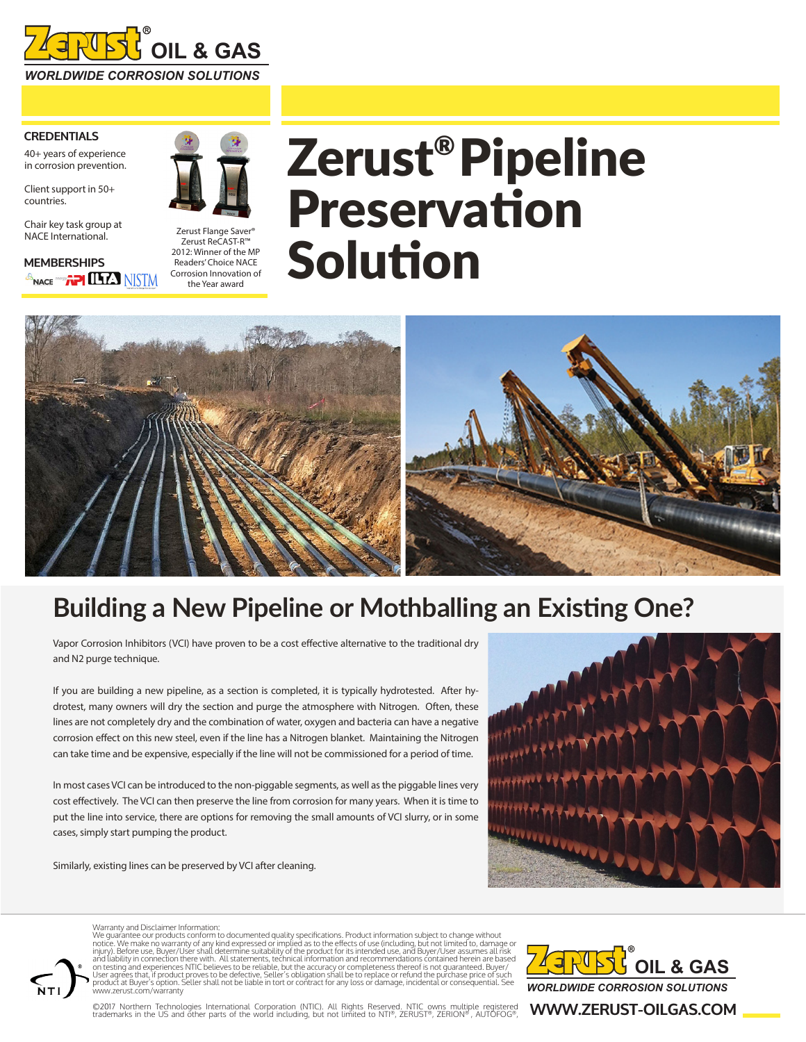Zerust® OIL & GAS

*WORLDWIDE CORROSION SOLUTIONS*

**CREDENTIALS**

40+ years of experience in corrosion prevention.

Client support in 50+ countries.

Chair key task group at NACE International.

**MEMBERSHIPS**

NACE API ILTA NISTM

Zerust Flange Saver®
Zerust ReCAST-R™
2012: Winner of the MP Readers' Choice NACE Corrosion Innovation of the Year award

# Zerust® Pipeline Preservation Solution

## Building a New Pipeline or Mothballing an Existing One?

Vapor Corrosion Inhibitors (VCI) have proven to be a cost effective alternative to the traditional dry and N2 purge technique.

If you are building a new pipeline, as a section is completed, it is typically hydrotested. After hydrotest, many owners will dry the section and purge the atmosphere with Nitrogen. Often, these lines are not completely dry and the combination of water, oxygen and bacteria can have a negative corrosion effect on this new steel, even if the line has a Nitrogen blanket. Maintaining the Nitrogen can take time and be expensive, especially if the line will not be commissioned for a period of time.

In most cases VCI can be introduced to the non-piggable segments, as well as the piggable lines very cost effectively. The VCI can then preserve the line from corrosion for many years. When it is time to put the line into service, there are options for removing the small amounts of VCI slurry, or in some cases, simply start pumping the product.

Similarly, existing lines can be preserved by VCI after cleaning.

Warranty and Disclaimer Information:
We guarantee our products conform to documented quality specifications. Product information subject to change without notice. We make no warranty of any kind expressed or implied as to the effects of use (including, but not limited to, damage or injury). Before use, Buyer/User shall determine suitability of the product for its intended use, and Buyer/User assumes all risk and liability in connection there with. All statements, technical information and recommendations contained herein are based on testing and experiences NTIC believes to be reliable, but the accuracy or completeness thereof is not guaranteed. Buyer/User agrees that, if product proves to be defective, Seller's obligation shall be to replace or refund the purchase price of such product at Buyer's option. Seller shall not be liable in tort or contract for any loss or damage, incidental or consequential. See www.zerust.com/warranty

©2017 Northern Technologies International Corporation (NTIC). All Rights Reserved. NTIC owns multiple registered trademarks in the US and other parts of the world including, but not limited to NTI®, ZERUST®, ZERION®, AUTOFOG®,

NTI®

Zerust® OIL & GAS

*WORLDWIDE CORROSION SOLUTIONS*

**WWW.ZERUST-OILGAS.COM**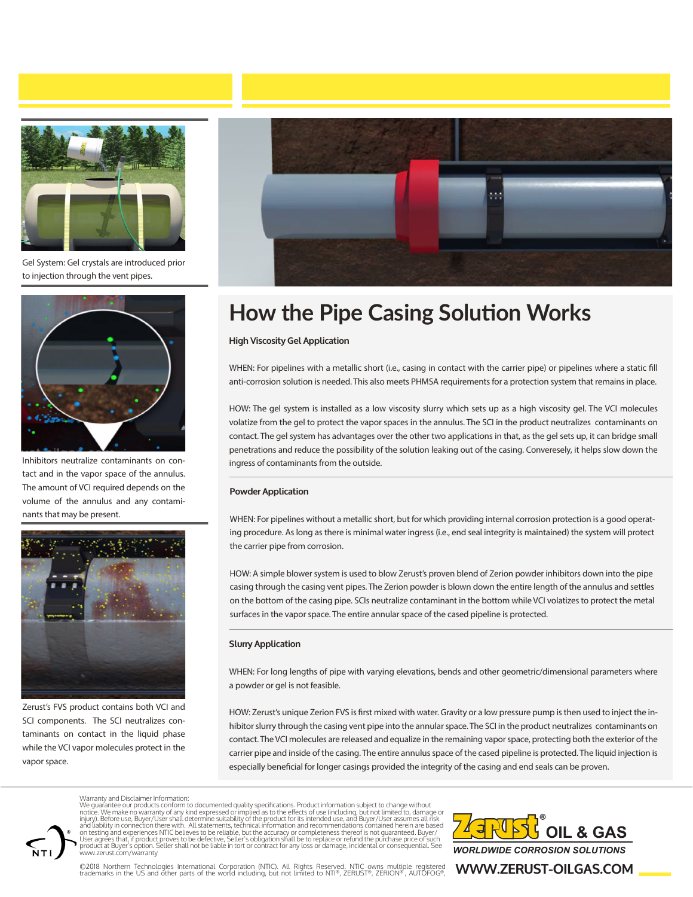Gel System: Gel crystals are introduced prior to injection through the vent pipes.

Inhibitors neutralize contaminants on contact and in the vapor space of the annulus. The amount of VCI required depends on the volume of the annulus and any contaminants that may be present.

Zerust's FVS product contains both VCI and SCI components. The SCI neutralizes contaminants on contact in the liquid phase while the VCI vapor molecules protect in the vapor space.

# How the Pipe Casing Solution Works

**High Viscosity Gel Application**

WHEN: For pipelines with a metallic short (i.e., casing in contact with the carrier pipe) or pipelines where a static fill anti-corrosion solution is needed. This also meets PHMSA requirements for a protection system that remains in place.

HOW: The gel system is installed as a low viscosity slurry which sets up as a high viscosity gel. The VCI molecules volatize from the gel to protect the vapor spaces in the annulus. The SCI in the product neutralizes contaminants on contact. The gel system has advantages over the other two applications in that, as the gel sets up, it can bridge small penetrations and reduce the possibility of the solution leaking out of the casing. Converesely, it helps slow down the ingress of contaminants from the outside.

**Powder Application**

WHEN: For pipelines without a metallic short, but for which providing internal corrosion protection is a good operating procedure. As long as there is minimal water ingress (i.e., end seal integrity is maintained) the system will protect the carrier pipe from corrosion.

HOW: A simple blower system is used to blow Zerust's proven blend of Zerion powder inhibitors down into the pipe casing through the casing vent pipes. The Zerion powder is blown down the entire length of the annulus and settles on the bottom of the casing pipe. SCIs neutralize contaminant in the bottom while VCI volatizes to protect the metal surfaces in the vapor space. The entire annular space of the cased pipeline is protected.

**Slurry Application**

WHEN: For long lengths of pipe with varying elevations, bends and other geometric/dimensional parameters where a powder or gel is not feasible.

HOW: Zerust's unique Zerion FVS is first mixed with water. Gravity or a low pressure pump is then used to inject the inhibitor slurry through the casing vent pipe into the annular space. The SCI in the product neutralizes contaminants on contact. The VCI molecules are released and equalize in the remaining vapor space, protecting both the exterior of the carrier pipe and inside of the casing. The entire annulus space of the cased pipeline is protected. The liquid injection is especially beneficial for longer casings provided the integrity of the casing and end seals can be proven.

Warranty and Disclaimer Information:
We guarantee our products conform to documented quality specifications. Product information subject to change without notice. We make no warranty of any kind expressed or implied as to the effects of use (including, but not limited to, damage or injury). Before use, Buyer/User shall determine suitability of the product for its intended use, and Buyer/User assumes all risk and liability in connection there with. All statements, technical information and recommendations contained herein are based on testing and experiences NTIC believes to be reliable, but the accuracy or completeness thereof is not guaranteed. Buyer/User agrees that, if product proves to be defective, Seller's obligation shall be to replace or refund the purchase price of such product at Buyer's option. Seller shall not be liable in tort or contract for any loss or damage, incidental or consequential. See www.zerust.com/warranty

©2018 Northern Technologies International Corporation (NTIC). All Rights Reserved. NTIC owns multiple registered trademarks in the US and other parts of the world including, but not limited to NTI®, ZERUST®, ZERION®, AUTOFOG®,

ZERUST® OIL & GAS
WORLDWIDE CORROSION SOLUTIONS
WWW.ZERUST-OILGAS.COM